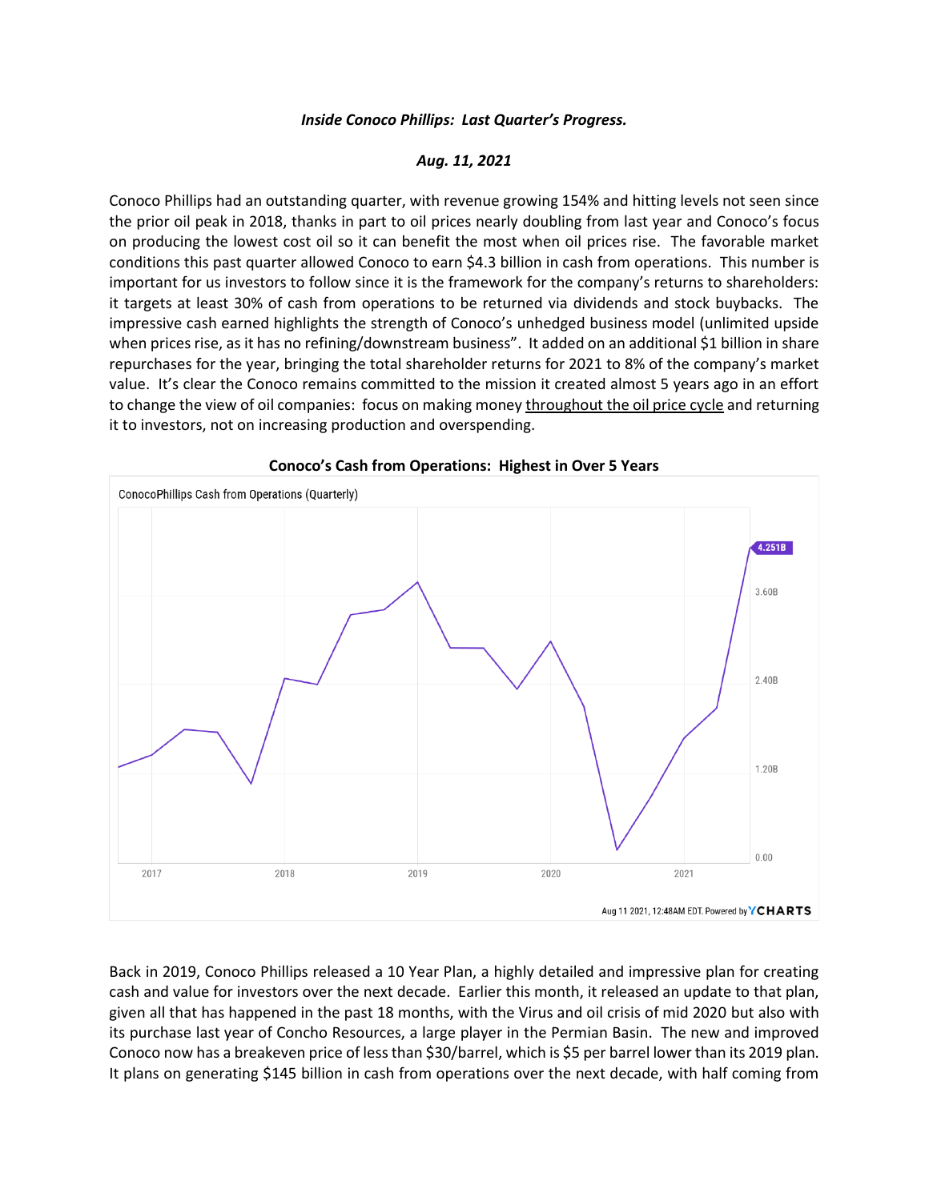***Inside Conoco Phillips: Last Quarter's Progress.***

***Aug. 11, 2021***

Conoco Phillips had an outstanding quarter, with revenue growing 154% and hitting levels not seen since the prior oil peak in 2018, thanks in part to oil prices nearly doubling from last year and Conoco's focus on producing the lowest cost oil so it can benefit the most when oil prices rise. The favorable market conditions this past quarter allowed Conoco to earn $4.3 billion in cash from operations. This number is important for us investors to follow since it is the framework for the company's returns to shareholders: it targets at least 30% of cash from operations to be returned via dividends and stock buybacks. The impressive cash earned highlights the strength of Conoco's unhedged business model (unlimited upside when prices rise, as it has no refining/downstream business". It added on an additional $1 billion in share repurchases for the year, bringing the total shareholder returns for 2021 to 8% of the company's market value. It's clear the Conoco remains committed to the mission it created almost 5 years ago in an effort to change the view of oil companies: focus on making money throughout the oil price cycle and returning it to investors, not on increasing production and overspending.

**Conoco's Cash from Operations: Highest in Over 5 Years**

ConocoPhillips Cash from Operations (Quarterly)

4.251B

Aug 11 2021, 12:48AM EDT. Powered by YCHARTS

Back in 2019, Conoco Phillips released a 10 Year Plan, a highly detailed and impressive plan for creating cash and value for investors over the next decade. Earlier this month, it released an update to that plan, given all that has happened in the past 18 months, with the Virus and oil crisis of mid 2020 but also with its purchase last year of Concho Resources, a large player in the Permian Basin. The new and improved Conoco now has a breakeven price of less than $30/barrel, which is $5 per barrel lower than its 2019 plan. It plans on generating $145 billion in cash from operations over the next decade, with half coming from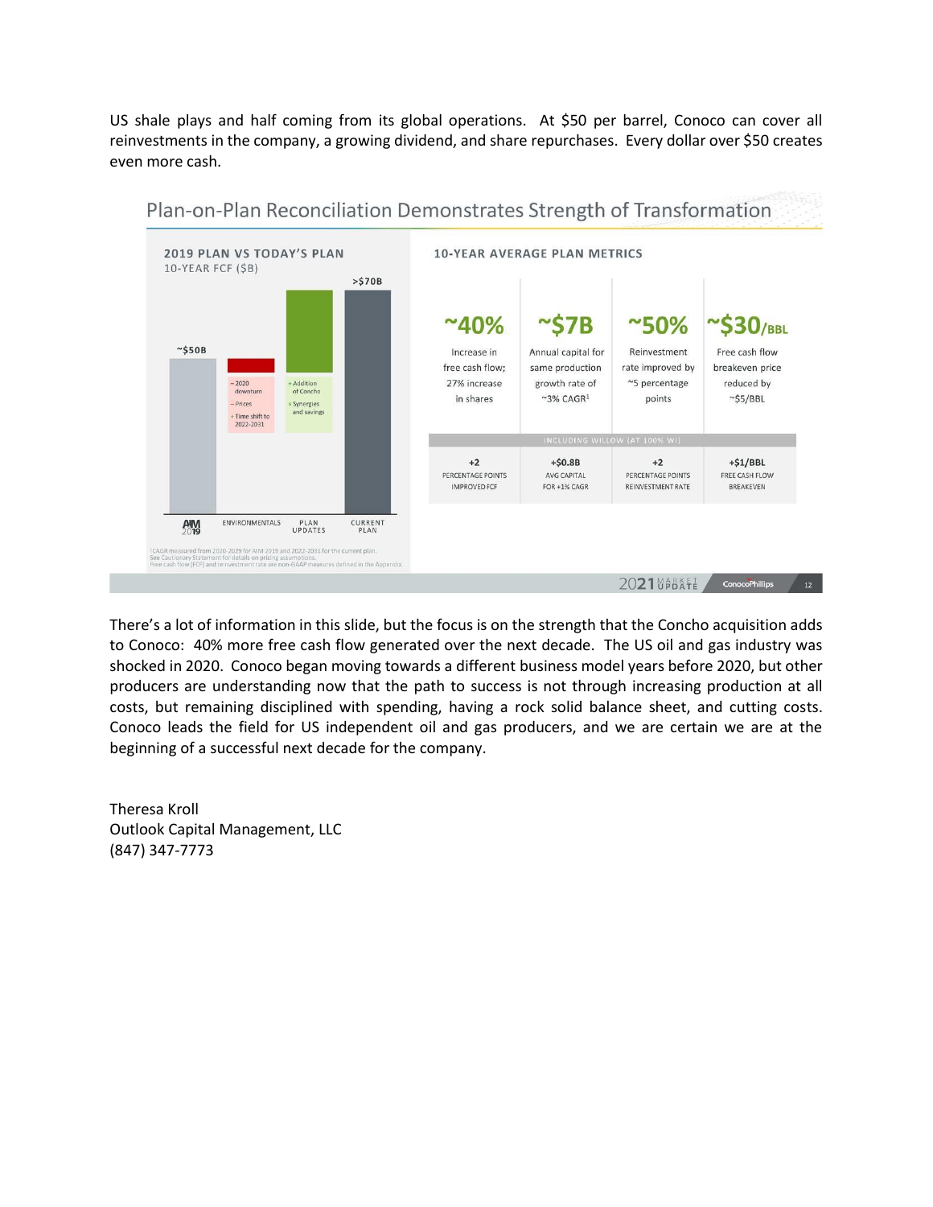US shale plays and half coming from its global operations.  At $50 per barrel, Conoco can cover all reinvestments in the company, a growing dividend, and share repurchases.  Every dollar over $50 creates even more cash.

Plan-on-Plan Reconciliation Demonstrates Strength of Transformation

2019 PLAN VS TODAY'S PLAN

10-YEAR FCF ($B)

~$50B

– 2020 downturn

– Prices

+ Time shift to 2022-2031

+ Addition of Concho

+ Synergies and savings

>$70B

AIM 2019

ENVIRONMENTALS

PLAN UPDATES

CURRENT PLAN

10-YEAR AVERAGE PLAN METRICS

| ~40% | ~$7B | ~50% | ~$30/BBL |
| --- | --- | --- | --- |
| Increase in free cash flow; 27% increase in shares | Annual capital for same production growth rate of ~3% CAGR[1] | Reinvestment rate improved by ~5 percentage points | Free cash flow breakeven price reduced by ~$5/BBL |
| INCLUDING WILLOW (AT 100% WI) | | | |
| +2 PERCENTAGE POINTS IMPROVED FCF | +$0.8B AVG CAPITAL FOR +1% CAGR | +2 PERCENTAGE POINTS REINVESTMENT RATE | +$1/BBL FREE CASH FLOW BREAKEVEN |

[1]CAGR measured from 2020-2029 for AIM 2019 and 2022-2031 for the current plan.
See Cautionary Statement for details on pricing assumptions.
Free cash flow (FCF) and reinvestment rate are non-GAAP measures defined in the Appendix.

2021 MARKET UPDATE ConocoPhillips 12

There's a lot of information in this slide, but the focus is on the strength that the Concho acquisition adds to Conoco:  40% more free cash flow generated over the next decade.  The US oil and gas industry was shocked in 2020.  Conoco began moving towards a different business model years before 2020, but other producers are understanding now that the path to success is not through increasing production at all costs, but remaining disciplined with spending, having a rock solid balance sheet, and cutting costs.  Conoco leads the field for US independent oil and gas producers, and we are certain we are at the beginning of a successful next decade for the company.

Theresa Kroll
Outlook Capital Management, LLC
(847) 347-7773